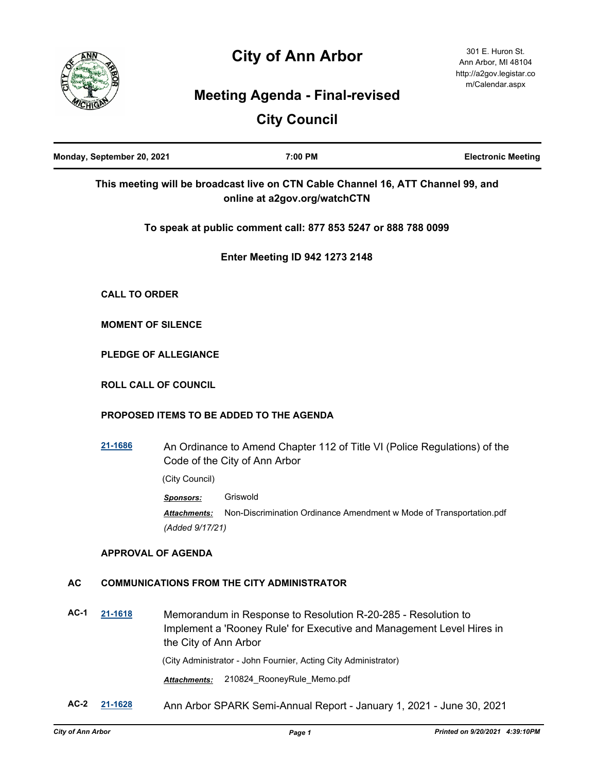# City of Ann Arbor

301 E. Huron St.
Ann Arbor, MI 48104
http://a2gov.legistar.com/Calendar.aspx

## Meeting Agenda - Final-revised

## City Council

**Monday, September 20, 2021** | **7:00 PM** | **Electronic Meeting**

**This meeting will be broadcast live on CTN Cable Channel 16, ATT Channel 99, and online at a2gov.org/watchCTN**

**To speak at public comment call: 877 853 5247 or 888 788 0099**

**Enter Meeting ID 942 1273 2148**

**CALL TO ORDER**

**MOMENT OF SILENCE**

**PLEDGE OF ALLEGIANCE**

**ROLL CALL OF COUNCIL**

**PROPOSED ITEMS TO BE ADDED TO THE AGENDA**

**21-1686** An Ordinance to Amend Chapter 112 of Title VI (Police Regulations) of the Code of the City of Ann Arbor

(City Council)

***Sponsors:*** Griswold

***Attachments:*** Non-Discrimination Ordinance Amendment w Mode of Transportation.pdf

*(Added 9/17/21)*

**APPROVAL OF AGENDA**

**AC COMMUNICATIONS FROM THE CITY ADMINISTRATOR**

**AC-1** **21-1618** Memorandum in Response to Resolution R-20-285 - Resolution to Implement a 'Rooney Rule' for Executive and Management Level Hires in the City of Ann Arbor

(City Administrator - John Fournier, Acting City Administrator)

***Attachments:*** 210824_RooneyRule_Memo.pdf

**AC-2** **21-1628** Ann Arbor SPARK Semi-Annual Report - January 1, 2021 - June 30, 2021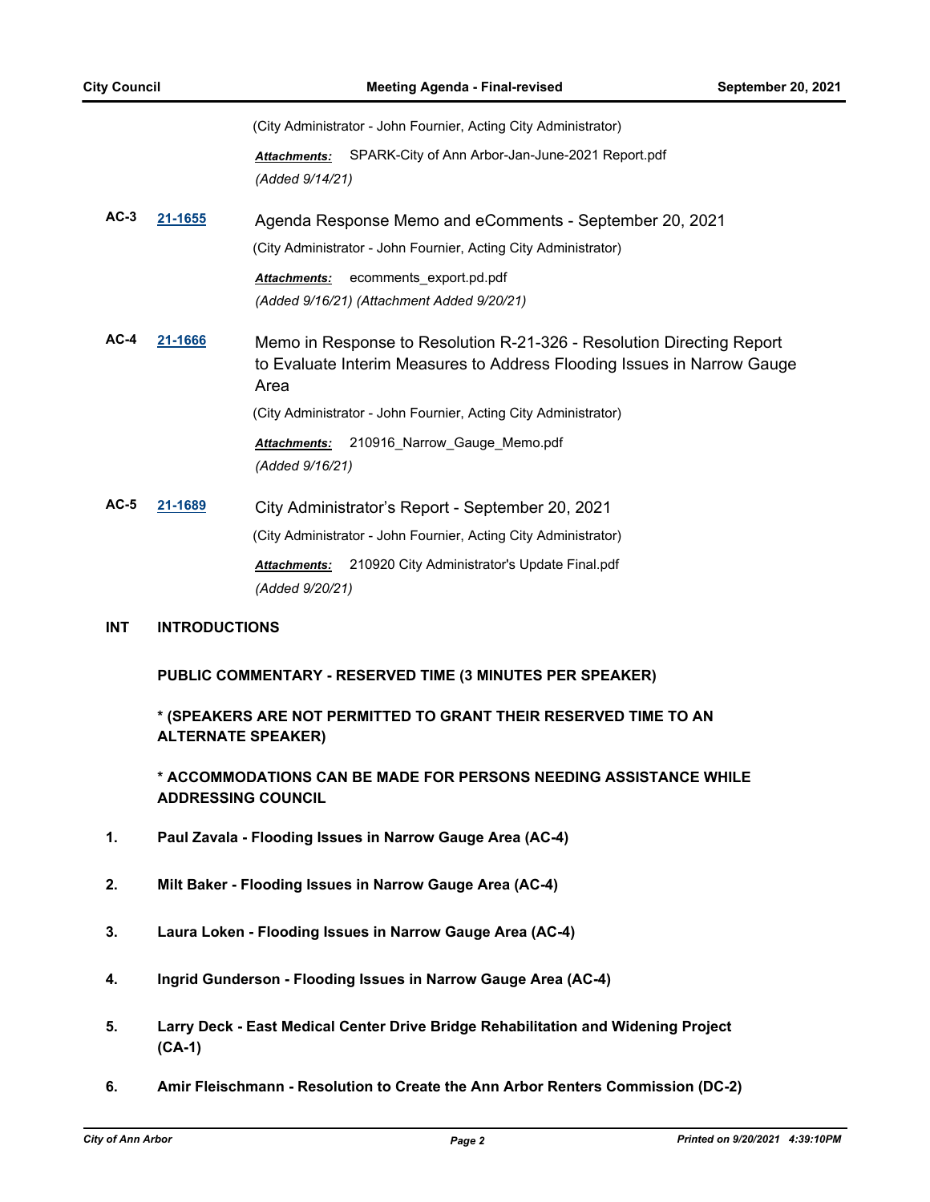(City Administrator - John Fournier, Acting City Administrator)

***Attachments:*** SPARK-City of Ann Arbor-Jan-June-2021 Report.pdf

*(Added 9/14/21)*

**AC-3** **21-1655** Agenda Response Memo and eComments - September 20, 2021

(City Administrator - John Fournier, Acting City Administrator)

***Attachments:*** ecomments_export.pd.pdf

*(Added 9/16/21) (Attachment Added 9/20/21)*

**AC-4** **21-1666** Memo in Response to Resolution R-21-326 - Resolution Directing Report to Evaluate Interim Measures to Address Flooding Issues in Narrow Gauge Area

(City Administrator - John Fournier, Acting City Administrator)

***Attachments:*** 210916_Narrow_Gauge_Memo.pdf

*(Added 9/16/21)*

**AC-5** **21-1689** City Administrator's Report - September 20, 2021

(City Administrator - John Fournier, Acting City Administrator)

***Attachments:*** 210920 City Administrator's Update Final.pdf

*(Added 9/20/21)*

## INT INTRODUCTIONS

**PUBLIC COMMENTARY - RESERVED TIME (3 MINUTES PER SPEAKER)**

**\* (SPEAKERS ARE NOT PERMITTED TO GRANT THEIR RESERVED TIME TO AN ALTERNATE SPEAKER)**

**\* ACCOMMODATIONS CAN BE MADE FOR PERSONS NEEDING ASSISTANCE WHILE ADDRESSING COUNCIL**

1. **Paul Zavala - Flooding Issues in Narrow Gauge Area (AC-4)**
2. **Milt Baker - Flooding Issues in Narrow Gauge Area (AC-4)**
3. **Laura Loken - Flooding Issues in Narrow Gauge Area (AC-4)**
4. **Ingrid Gunderson - Flooding Issues in Narrow Gauge Area (AC-4)**
5. **Larry Deck - East Medical Center Drive Bridge Rehabilitation and Widening Project (CA-1)**
6. **Amir Fleischmann - Resolution to Create the Ann Arbor Renters Commission (DC-2)**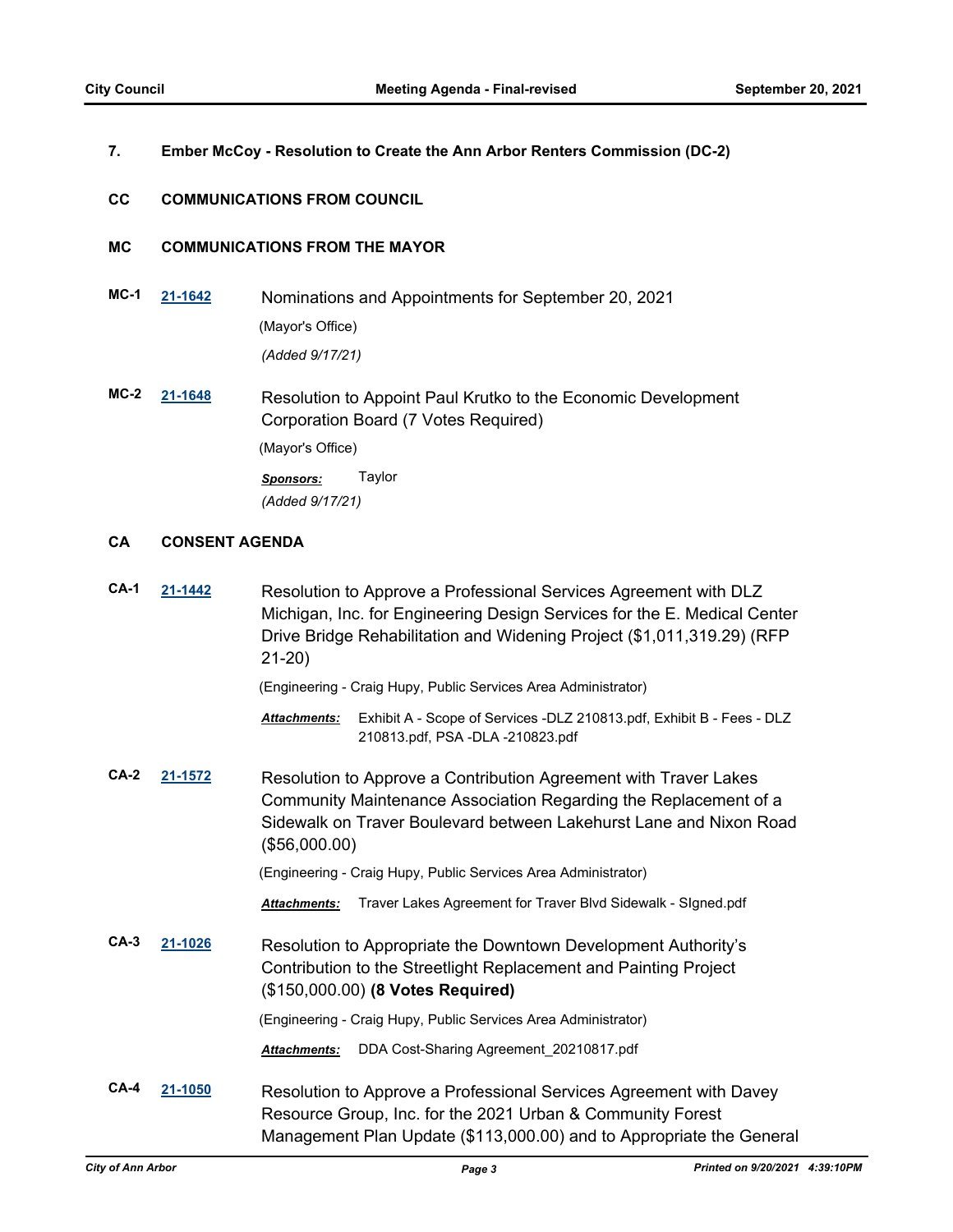**7. Ember McCoy - Resolution to Create the Ann Arbor Renters Commission (DC-2)**

## CC COMMUNICATIONS FROM COUNCIL

## MC COMMUNICATIONS FROM THE MAYOR

**MC-1** [21-1642](21-1642) Nominations and Appointments for September 20, 2021

(Mayor's Office)

*(Added 9/17/21)*

**MC-2** [21-1648](21-1648) Resolution to Appoint Paul Krutko to the Economic Development Corporation Board (7 Votes Required)

(Mayor's Office)

***Sponsors:*** Taylor

*(Added 9/17/21)*

## CA CONSENT AGENDA

**CA-1** [21-1442](21-1442) Resolution to Approve a Professional Services Agreement with DLZ Michigan, Inc. for Engineering Design Services for the E. Medical Center Drive Bridge Rehabilitation and Widening Project ($1,011,319.29) (RFP 21-20)

(Engineering - Craig Hupy, Public Services Area Administrator)

***Attachments:*** Exhibit A - Scope of Services -DLZ 210813.pdf, Exhibit B - Fees - DLZ 210813.pdf, PSA -DLA -210823.pdf

**CA-2** [21-1572](21-1572) Resolution to Approve a Contribution Agreement with Traver Lakes Community Maintenance Association Regarding the Replacement of a Sidewalk on Traver Boulevard between Lakehurst Lane and Nixon Road ($56,000.00)

(Engineering - Craig Hupy, Public Services Area Administrator)

***Attachments:*** Traver Lakes Agreement for Traver Blvd Sidewalk - SIgned.pdf

**CA-3** [21-1026](21-1026) Resolution to Appropriate the Downtown Development Authority's Contribution to the Streetlight Replacement and Painting Project ($150,000.00) **(8 Votes Required)**

(Engineering - Craig Hupy, Public Services Area Administrator)

***Attachments:*** DDA Cost-Sharing Agreement_20210817.pdf

**CA-4** [21-1050](21-1050) Resolution to Approve a Professional Services Agreement with Davey Resource Group, Inc. for the 2021 Urban & Community Forest Management Plan Update ($113,000.00) and to Appropriate the General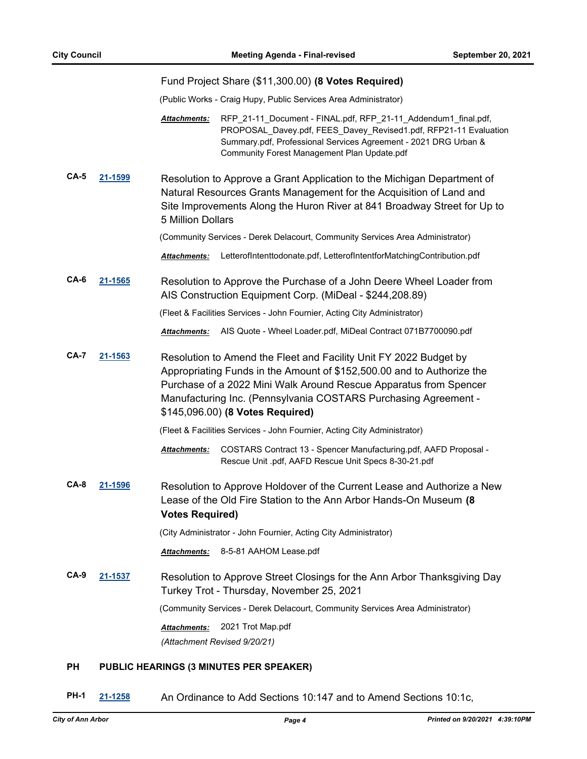Fund Project Share ($11,300.00) **(8 Votes Required)**

(Public Works - Craig Hupy, Public Services Area Administrator)

***Attachments:*** RFP_21-11_Document - FINAL.pdf, RFP_21-11_Addendum1_final.pdf, PROPOSAL_Davey.pdf, FEES_Davey_Revised1.pdf, RFP21-11 Evaluation Summary.pdf, Professional Services Agreement - 2021 DRG Urban & Community Forest Management Plan Update.pdf

**CA-5** [21-1599](21-1599) Resolution to Approve a Grant Application to the Michigan Department of Natural Resources Grants Management for the Acquisition of Land and Site Improvements Along the Huron River at 841 Broadway Street for Up to 5 Million Dollars

(Community Services - Derek Delacourt, Community Services Area Administrator)

***Attachments:*** LetterofIntenttodonate.pdf, LetterofIntentforMatchingContribution.pdf

**CA-6** [21-1565](21-1565) Resolution to Approve the Purchase of a John Deere Wheel Loader from AIS Construction Equipment Corp. (MiDeal - $244,208.89)

(Fleet & Facilities Services - John Fournier, Acting City Administrator)

***Attachments:*** AIS Quote - Wheel Loader.pdf, MiDeal Contract 071B7700090.pdf

**CA-7** [21-1563](21-1563) Resolution to Amend the Fleet and Facility Unit FY 2022 Budget by Appropriating Funds in the Amount of $152,500.00 and to Authorize the Purchase of a 2022 Mini Walk Around Rescue Apparatus from Spencer Manufacturing Inc. (Pennsylvania COSTARS Purchasing Agreement - $145,096.00) **(8 Votes Required)**

(Fleet & Facilities Services - John Fournier, Acting City Administrator)

***Attachments:*** COSTARS Contract 13 - Spencer Manufacturing.pdf, AAFD Proposal - Rescue Unit .pdf, AAFD Rescue Unit Specs 8-30-21.pdf

**CA-8** [21-1596](21-1596) Resolution to Approve Holdover of the Current Lease and Authorize a New Lease of the Old Fire Station to the Ann Arbor Hands-On Museum **(8 Votes Required)**

(City Administrator - John Fournier, Acting City Administrator)

***Attachments:*** 8-5-81 AAHOM Lease.pdf

**CA-9** [21-1537](21-1537) Resolution to Approve Street Closings for the Ann Arbor Thanksgiving Day Turkey Trot - Thursday, November 25, 2021

(Community Services - Derek Delacourt, Community Services Area Administrator)

***Attachments:*** 2021 Trot Map.pdf

*(Attachment Revised 9/20/21)*

## PH PUBLIC HEARINGS (3 MINUTES PER SPEAKER)

**PH-1** [21-1258](21-1258) An Ordinance to Add Sections 10:147 and to Amend Sections 10:1c,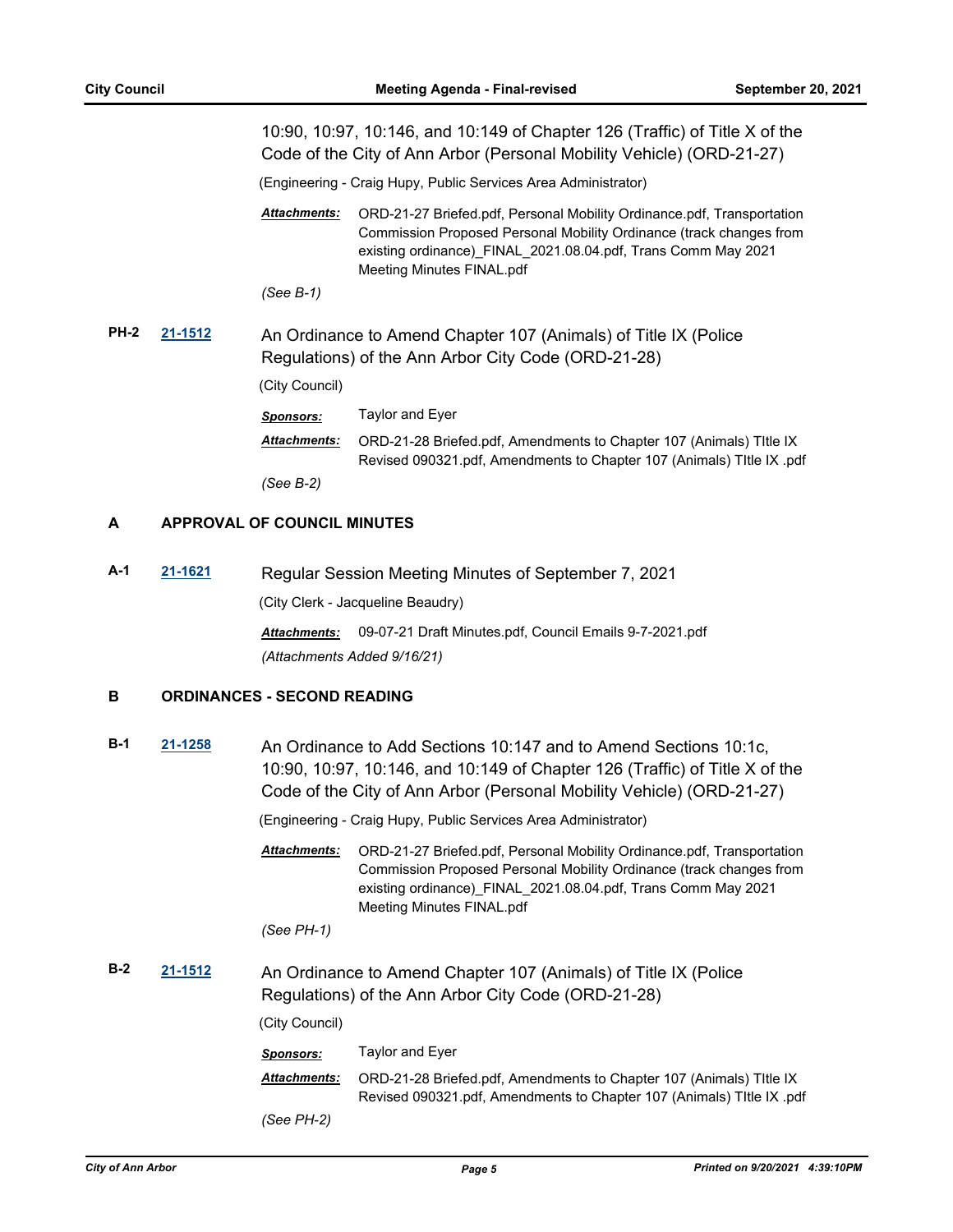10:90, 10:97, 10:146, and 10:149 of Chapter 126 (Traffic) of Title X of the Code of the City of Ann Arbor (Personal Mobility Vehicle) (ORD-21-27)

(Engineering - Craig Hupy, Public Services Area Administrator)

***Attachments:*** ORD-21-27 Briefed.pdf, Personal Mobility Ordinance.pdf, Transportation Commission Proposed Personal Mobility Ordinance (track changes from existing ordinance)_FINAL_2021.08.04.pdf, Trans Comm May 2021 Meeting Minutes FINAL.pdf

*(See B-1)*

**PH-2** **21-1512** An Ordinance to Amend Chapter 107 (Animals) of Title IX (Police Regulations) of the Ann Arbor City Code (ORD-21-28)

(City Council)

***Sponsors:*** Taylor and Eyer

***Attachments:*** ORD-21-28 Briefed.pdf, Amendments to Chapter 107 (Animals) TItle IX Revised 090321.pdf, Amendments to Chapter 107 (Animals) TItle IX .pdf

*(See B-2)*

## A APPROVAL OF COUNCIL MINUTES

**A-1** **21-1621** Regular Session Meeting Minutes of September 7, 2021

(City Clerk - Jacqueline Beaudry)

***Attachments:*** 09-07-21 Draft Minutes.pdf, Council Emails 9-7-2021.pdf

*(Attachments Added 9/16/21)*

## B ORDINANCES - SECOND READING

**B-1** **21-1258** An Ordinance to Add Sections 10:147 and to Amend Sections 10:1c, 10:90, 10:97, 10:146, and 10:149 of Chapter 126 (Traffic) of Title X of the Code of the City of Ann Arbor (Personal Mobility Vehicle) (ORD-21-27)

(Engineering - Craig Hupy, Public Services Area Administrator)

***Attachments:*** ORD-21-27 Briefed.pdf, Personal Mobility Ordinance.pdf, Transportation Commission Proposed Personal Mobility Ordinance (track changes from existing ordinance)_FINAL_2021.08.04.pdf, Trans Comm May 2021 Meeting Minutes FINAL.pdf

*(See PH-1)*

**B-2** **21-1512** An Ordinance to Amend Chapter 107 (Animals) of Title IX (Police Regulations) of the Ann Arbor City Code (ORD-21-28)

(City Council)

***Sponsors:*** Taylor and Eyer

***Attachments:*** ORD-21-28 Briefed.pdf, Amendments to Chapter 107 (Animals) TItle IX Revised 090321.pdf, Amendments to Chapter 107 (Animals) TItle IX .pdf

*(See PH-2)*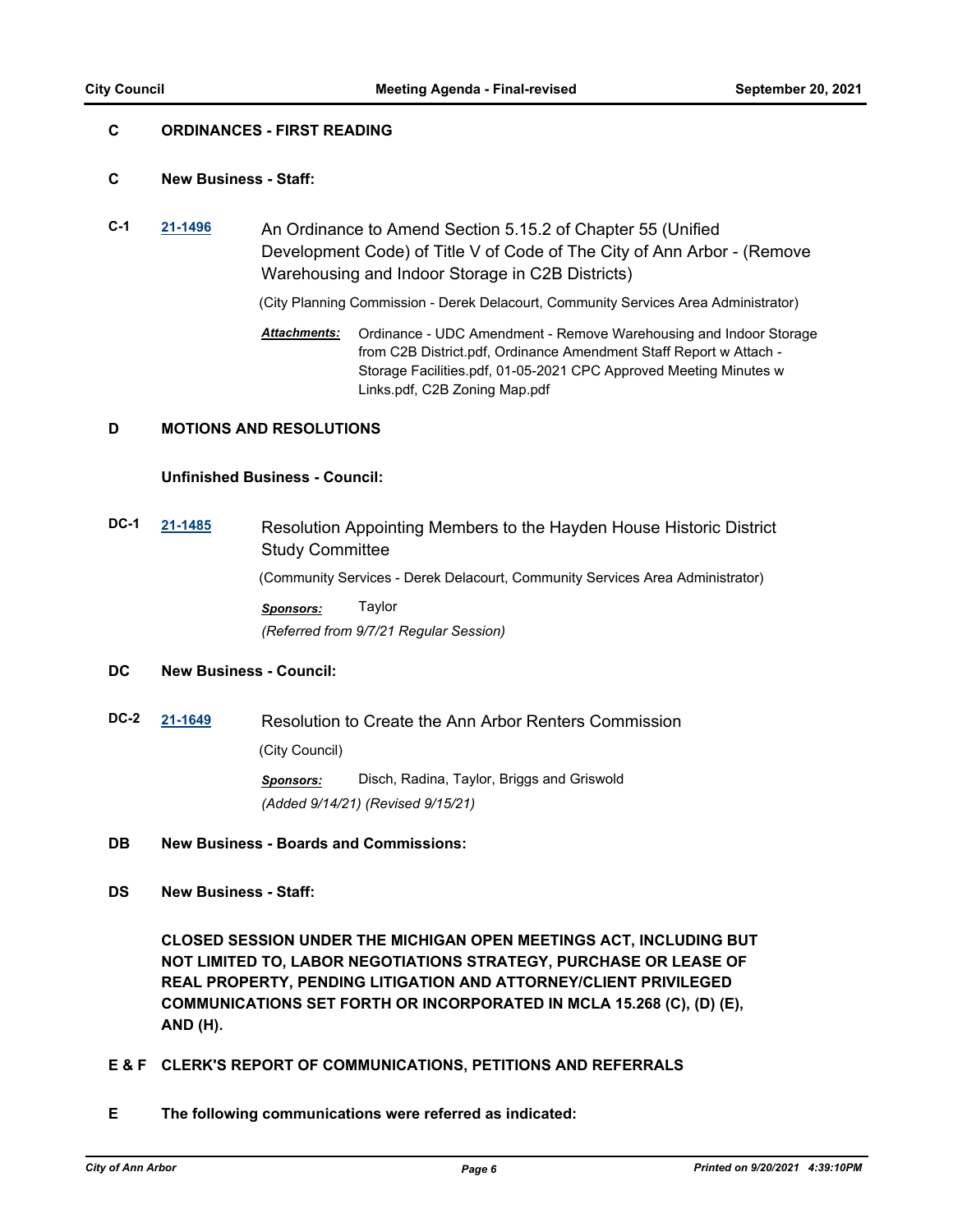## C ORDINANCES - FIRST READING

### C New Business - Staff:

**C-1** **21-1496** An Ordinance to Amend Section 5.15.2 of Chapter 55 (Unified Development Code) of Title V of Code of The City of Ann Arbor - (Remove Warehousing and Indoor Storage in C2B Districts)

(City Planning Commission - Derek Delacourt, Community Services Area Administrator)

***Attachments:*** Ordinance - UDC Amendment - Remove Warehousing and Indoor Storage from C2B District.pdf, Ordinance Amendment Staff Report w Attach - Storage Facilities.pdf, 01-05-2021 CPC Approved Meeting Minutes w Links.pdf, C2B Zoning Map.pdf

## D MOTIONS AND RESOLUTIONS

### Unfinished Business - Council:

**DC-1** **21-1485** Resolution Appointing Members to the Hayden House Historic District Study Committee

(Community Services - Derek Delacourt, Community Services Area Administrator)

***Sponsors:*** Taylor

*(Referred from 9/7/21 Regular Session)*

### DC New Business - Council:

**DC-2** **21-1649** Resolution to Create the Ann Arbor Renters Commission

(City Council)

***Sponsors:*** Disch, Radina, Taylor, Briggs and Griswold

*(Added 9/14/21) (Revised 9/15/21)*

### DB New Business - Boards and Commissions:

### DS New Business - Staff:

**CLOSED SESSION UNDER THE MICHIGAN OPEN MEETINGS ACT, INCLUDING BUT NOT LIMITED TO, LABOR NEGOTIATIONS STRATEGY, PURCHASE OR LEASE OF REAL PROPERTY, PENDING LITIGATION AND ATTORNEY/CLIENT PRIVILEGED COMMUNICATIONS SET FORTH OR INCORPORATED IN MCLA 15.268 (C), (D) (E), AND (H).**

## E & F CLERK'S REPORT OF COMMUNICATIONS, PETITIONS AND REFERRALS

### E The following communications were referred as indicated: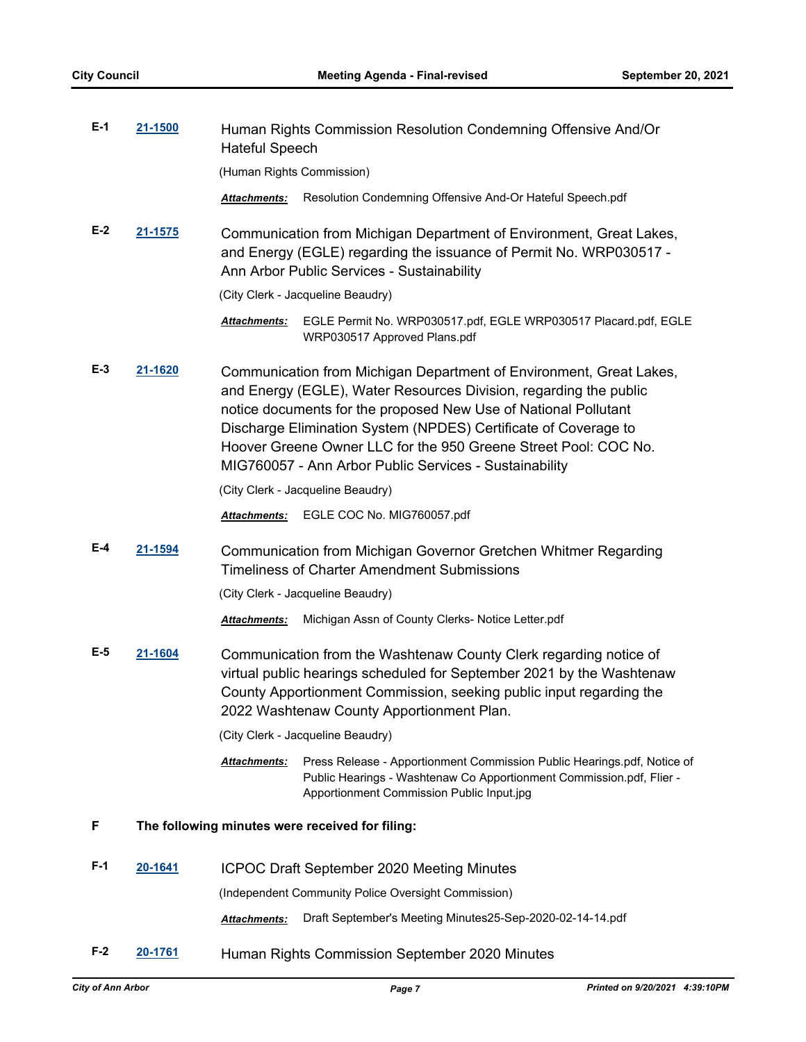**E-1** **21-1500** Human Rights Commission Resolution Condemning Offensive And/Or Hateful Speech

(Human Rights Commission)

***Attachments:*** Resolution Condemning Offensive And-Or Hateful Speech.pdf

**E-2** **21-1575** Communication from Michigan Department of Environment, Great Lakes, and Energy (EGLE) regarding the issuance of Permit No. WRP030517 - Ann Arbor Public Services - Sustainability

(City Clerk - Jacqueline Beaudry)

***Attachments:*** EGLE Permit No. WRP030517.pdf, EGLE WRP030517 Placard.pdf, EGLE WRP030517 Approved Plans.pdf

**E-3** **21-1620** Communication from Michigan Department of Environment, Great Lakes, and Energy (EGLE), Water Resources Division, regarding the public notice documents for the proposed New Use of National Pollutant Discharge Elimination System (NPDES) Certificate of Coverage to Hoover Greene Owner LLC for the 950 Greene Street Pool: COC No. MIG760057 - Ann Arbor Public Services - Sustainability

(City Clerk - Jacqueline Beaudry)

***Attachments:*** EGLE COC No. MIG760057.pdf

**E-4** **21-1594** Communication from Michigan Governor Gretchen Whitmer Regarding Timeliness of Charter Amendment Submissions

(City Clerk - Jacqueline Beaudry)

***Attachments:*** Michigan Assn of County Clerks- Notice Letter.pdf

**E-5** **21-1604** Communication from the Washtenaw County Clerk regarding notice of virtual public hearings scheduled for September 2021 by the Washtenaw County Apportionment Commission, seeking public input regarding the 2022 Washtenaw County Apportionment Plan.

(City Clerk - Jacqueline Beaudry)

***Attachments:*** Press Release - Apportionment Commission Public Hearings.pdf, Notice of Public Hearings - Washtenaw Co Apportionment Commission.pdf, Flier - Apportionment Commission Public Input.jpg

## F The following minutes were received for filing:

**F-1** **20-1641** ICPOC Draft September 2020 Meeting Minutes

(Independent Community Police Oversight Commission)

***Attachments:*** Draft September's Meeting Minutes25-Sep-2020-02-14-14.pdf

**F-2** **20-1761** Human Rights Commission September 2020 Minutes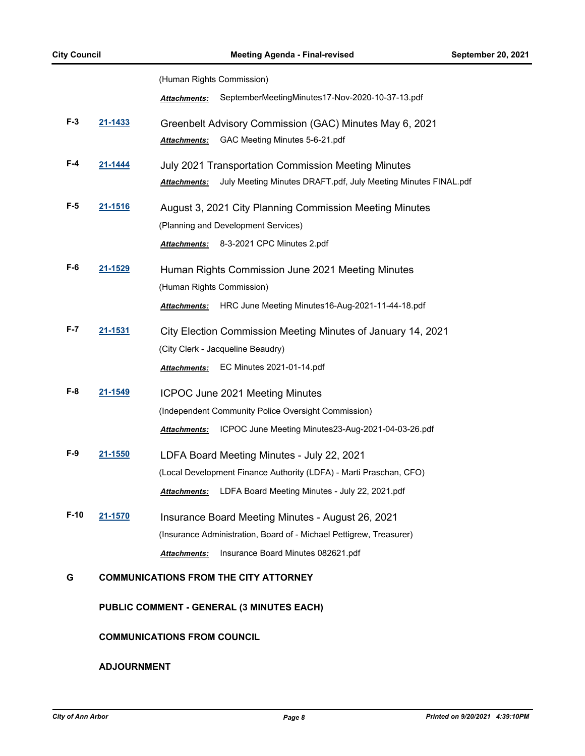(Human Rights Commission)

***Attachments:*** SeptemberMeetingMinutes17-Nov-2020-10-37-13.pdf

**F-3** **21-1433** Greenbelt Advisory Commission (GAC) Minutes May 6, 2021

***Attachments:*** GAC Meeting Minutes 5-6-21.pdf

**F-4** **21-1444** July 2021 Transportation Commission Meeting Minutes

***Attachments:*** July Meeting Minutes DRAFT.pdf, July Meeting Minutes FINAL.pdf

**F-5** **21-1516** August 3, 2021 City Planning Commission Meeting Minutes

(Planning and Development Services)

***Attachments:*** 8-3-2021 CPC Minutes 2.pdf

**F-6** **21-1529** Human Rights Commission June 2021 Meeting Minutes

(Human Rights Commission)

***Attachments:*** HRC June Meeting Minutes16-Aug-2021-11-44-18.pdf

**F-7** **21-1531** City Election Commission Meeting Minutes of January 14, 2021

(City Clerk - Jacqueline Beaudry)

***Attachments:*** EC Minutes 2021-01-14.pdf

**F-8** **21-1549** ICPOC June 2021 Meeting Minutes

(Independent Community Police Oversight Commission)

***Attachments:*** ICPOC June Meeting Minutes23-Aug-2021-04-03-26.pdf

**F-9** **21-1550** LDFA Board Meeting Minutes - July 22, 2021

(Local Development Finance Authority (LDFA) - Marti Praschan, CFO)

***Attachments:*** LDFA Board Meeting Minutes - July 22, 2021.pdf

**F-10** **21-1570** Insurance Board Meeting Minutes - August 26, 2021

(Insurance Administration, Board of - Michael Pettigrew, Treasurer)

***Attachments:*** Insurance Board Minutes 082621.pdf

## G COMMUNICATIONS FROM THE CITY ATTORNEY

## PUBLIC COMMENT - GENERAL (3 MINUTES EACH)

## COMMUNICATIONS FROM COUNCIL

## ADJOURNMENT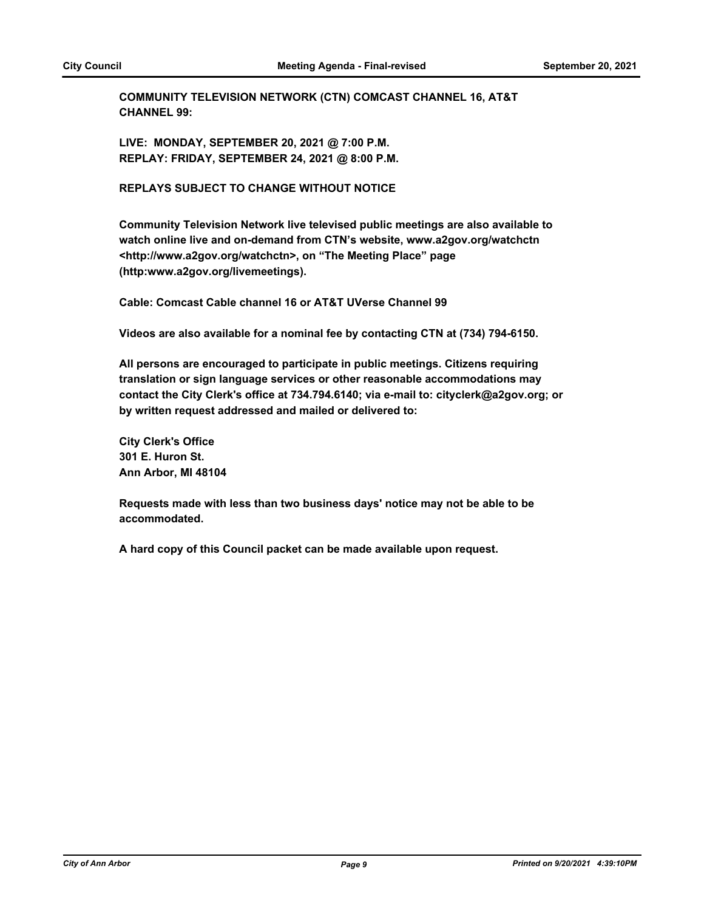**COMMUNITY TELEVISION NETWORK (CTN) COMCAST CHANNEL 16, AT&T CHANNEL 99:**

**LIVE: MONDAY, SEPTEMBER 20, 2021 @ 7:00 P.M.**
**REPLAY: FRIDAY, SEPTEMBER 24, 2021 @ 8:00 P.M.**

**REPLAYS SUBJECT TO CHANGE WITHOUT NOTICE**

**Community Television Network live televised public meetings are also available to watch online live and on-demand from CTN's website, www.a2gov.org/watchctn <http://www.a2gov.org/watchctn>, on "The Meeting Place" page (http:www.a2gov.org/livemeetings).**

**Cable: Comcast Cable channel 16 or AT&T UVerse Channel 99**

**Videos are also available for a nominal fee by contacting CTN at (734) 794-6150.**

**All persons are encouraged to participate in public meetings. Citizens requiring translation or sign language services or other reasonable accommodations may contact the City Clerk's office at 734.794.6140; via e-mail to: cityclerk@a2gov.org; or by written request addressed and mailed or delivered to:**

**City Clerk's Office**
**301 E. Huron St.**
**Ann Arbor, MI 48104**

**Requests made with less than two business days' notice may not be able to be accommodated.**

**A hard copy of this Council packet can be made available upon request.**